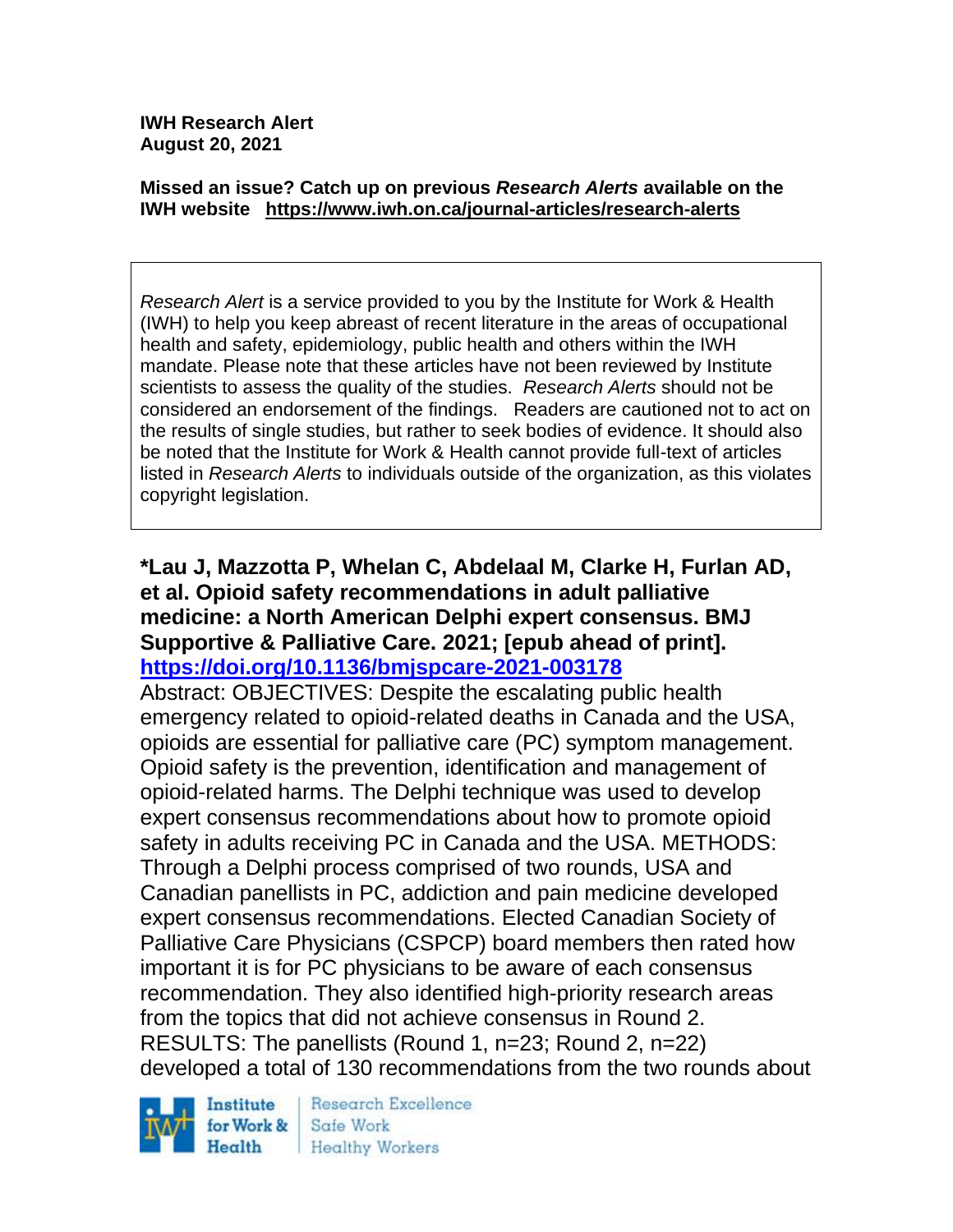**IWH Research Alert**
**August 20, 2021**

**Missed an issue? Catch up on previous *Research Alerts* available on the IWH website https://www.iwh.on.ca/journal-articles/research-alerts**

*Research Alert* is a service provided to you by the Institute for Work & Health (IWH) to help you keep abreast of recent literature in the areas of occupational health and safety, epidemiology, public health and others within the IWH mandate. Please note that these articles have not been reviewed by Institute scientists to assess the quality of the studies. *Research Alerts* should not be considered an endorsement of the findings. Readers are cautioned not to act on the results of single studies, but rather to seek bodies of evidence. It should also be noted that the Institute for Work & Health cannot provide full-text of articles listed in *Research Alerts* to individuals outside of the organization, as this violates copyright legislation.

**\*Lau J, Mazzotta P, Whelan C, Abdelaal M, Clarke H, Furlan AD, et al. Opioid safety recommendations in adult palliative medicine: a North American Delphi expert consensus. BMJ Supportive & Palliative Care. 2021; [epub ahead of print]. https://doi.org/10.1136/bmjspcare-2021-003178**

Abstract: OBJECTIVES: Despite the escalating public health emergency related to opioid-related deaths in Canada and the USA, opioids are essential for palliative care (PC) symptom management. Opioid safety is the prevention, identification and management of opioid-related harms. The Delphi technique was used to develop expert consensus recommendations about how to promote opioid safety in adults receiving PC in Canada and the USA. METHODS: Through a Delphi process comprised of two rounds, USA and Canadian panellists in PC, addiction and pain medicine developed expert consensus recommendations. Elected Canadian Society of Palliative Care Physicians (CSPCP) board members then rated how important it is for PC physicians to be aware of each consensus recommendation. They also identified high-priority research areas from the topics that did not achieve consensus in Round 2. RESULTS: The panellists (Round 1, n=23; Round 2, n=22) developed a total of 130 recommendations from the two rounds about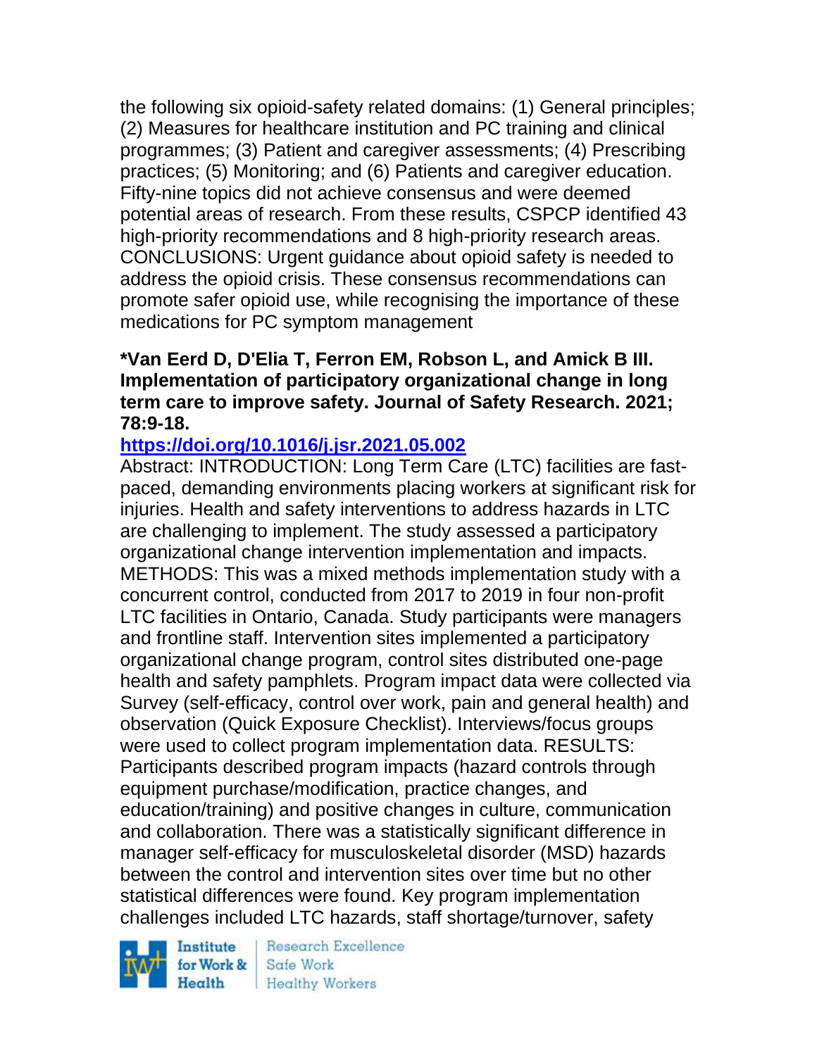the following six opioid-safety related domains: (1) General principles; (2) Measures for healthcare institution and PC training and clinical programmes; (3) Patient and caregiver assessments; (4) Prescribing practices; (5) Monitoring; and (6) Patients and caregiver education. Fifty-nine topics did not achieve consensus and were deemed potential areas of research. From these results, CSPCP identified 43 high-priority recommendations and 8 high-priority research areas. CONCLUSIONS: Urgent guidance about opioid safety is needed to address the opioid crisis. These consensus recommendations can promote safer opioid use, while recognising the importance of these medications for PC symptom management

**\*Van Eerd D, D'Elia T, Ferron EM, Robson L, and Amick B III. Implementation of participatory organizational change in long term care to improve safety. Journal of Safety Research. 2021; 78:9-18.**

**https://doi.org/10.1016/j.jsr.2021.05.002**

Abstract: INTRODUCTION: Long Term Care (LTC) facilities are fast-paced, demanding environments placing workers at significant risk for injuries. Health and safety interventions to address hazards in LTC are challenging to implement. The study assessed a participatory organizational change intervention implementation and impacts. METHODS: This was a mixed methods implementation study with a concurrent control, conducted from 2017 to 2019 in four non-profit LTC facilities in Ontario, Canada. Study participants were managers and frontline staff. Intervention sites implemented a participatory organizational change program, control sites distributed one-page health and safety pamphlets. Program impact data were collected via Survey (self-efficacy, control over work, pain and general health) and observation (Quick Exposure Checklist). Interviews/focus groups were used to collect program implementation data. RESULTS: Participants described program impacts (hazard controls through equipment purchase/modification, practice changes, and education/training) and positive changes in culture, communication and collaboration. There was a statistically significant difference in manager self-efficacy for musculoskeletal disorder (MSD) hazards between the control and intervention sites over time but no other statistical differences were found. Key program implementation challenges included LTC hazards, staff shortage/turnover, safety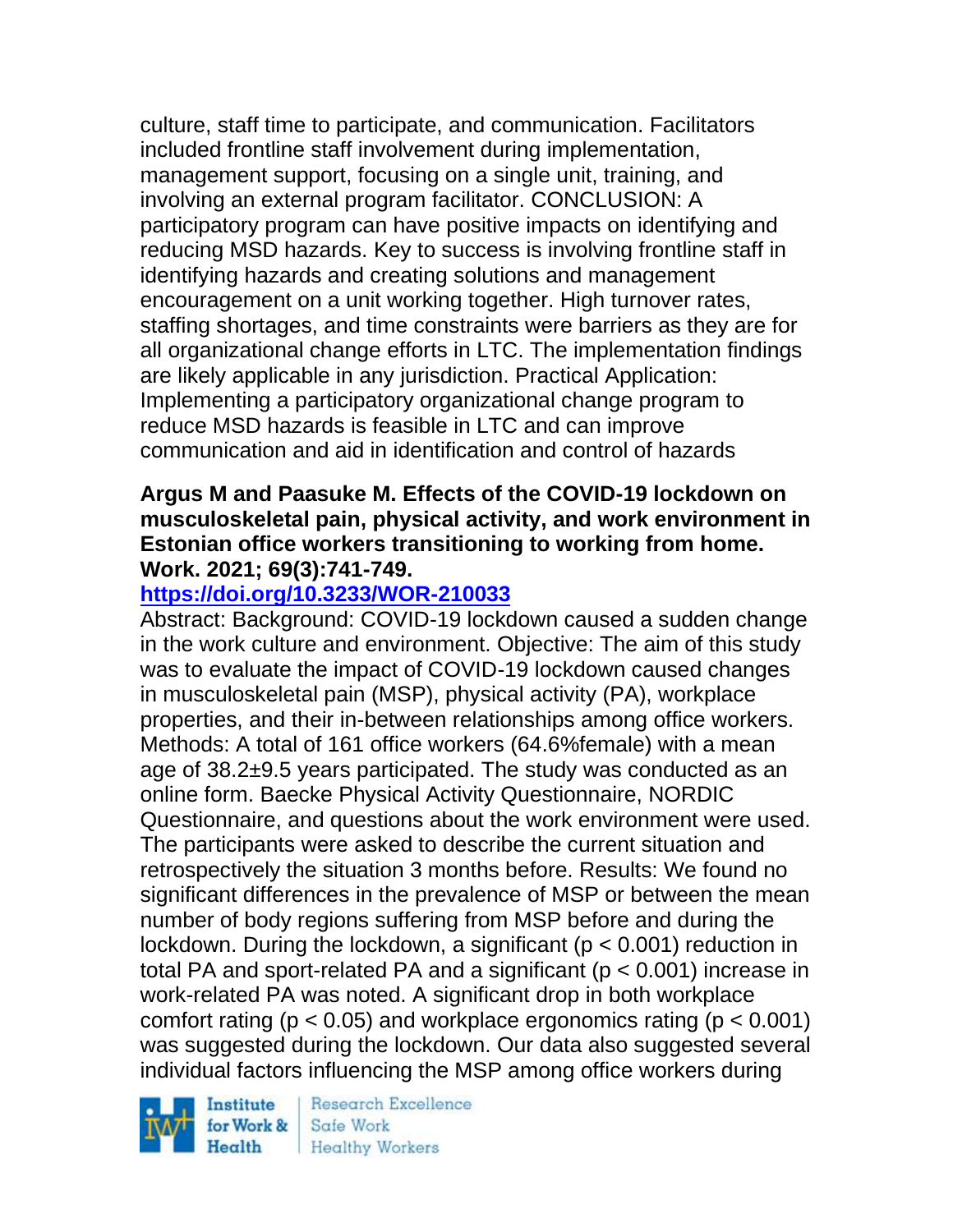culture, staff time to participate, and communication. Facilitators included frontline staff involvement during implementation, management support, focusing on a single unit, training, and involving an external program facilitator. CONCLUSION: A participatory program can have positive impacts on identifying and reducing MSD hazards. Key to success is involving frontline staff in identifying hazards and creating solutions and management encouragement on a unit working together. High turnover rates, staffing shortages, and time constraints were barriers as they are for all organizational change efforts in LTC. The implementation findings are likely applicable in any jurisdiction. Practical Application: Implementing a participatory organizational change program to reduce MSD hazards is feasible in LTC and can improve communication and aid in identification and control of hazards

**Argus M and Paasuke M. Effects of the COVID-19 lockdown on musculoskeletal pain, physical activity, and work environment in Estonian office workers transitioning to working from home. Work. 2021; 69(3):741-749.**

**https://doi.org/10.3233/WOR-210033**

Abstract: Background: COVID-19 lockdown caused a sudden change in the work culture and environment. Objective: The aim of this study was to evaluate the impact of COVID-19 lockdown caused changes in musculoskeletal pain (MSP), physical activity (PA), workplace properties, and their in-between relationships among office workers. Methods: A total of 161 office workers (64.6%female) with a mean age of 38.2±9.5 years participated. The study was conducted as an online form. Baecke Physical Activity Questionnaire, NORDIC Questionnaire, and questions about the work environment were used. The participants were asked to describe the current situation and retrospectively the situation 3 months before. Results: We found no significant differences in the prevalence of MSP or between the mean number of body regions suffering from MSP before and during the lockdown. During the lockdown, a significant ($p < 0.001$) reduction in total PA and sport-related PA and a significant ($p < 0.001$) increase in work-related PA was noted. A significant drop in both workplace comfort rating ($p < 0.05$) and workplace ergonomics rating ($p < 0.001$) was suggested during the lockdown. Our data also suggested several individual factors influencing the MSP among office workers during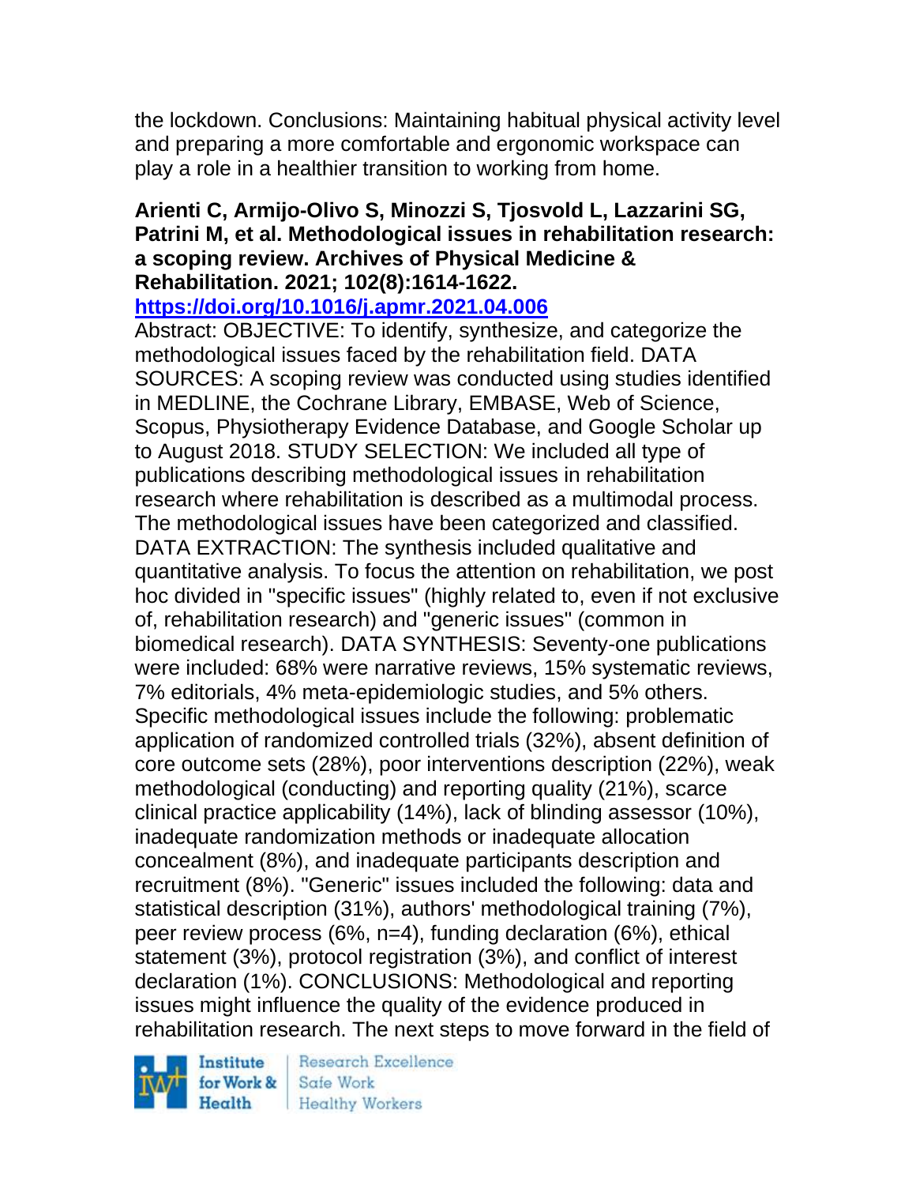the lockdown. Conclusions: Maintaining habitual physical activity level and preparing a more comfortable and ergonomic workspace can play a role in a healthier transition to working from home.

**Arienti C, Armijo-Olivo S, Minozzi S, Tjosvold L, Lazzarini SG, Patrini M, et al. Methodological issues in rehabilitation research: a scoping review. Archives of Physical Medicine & Rehabilitation. 2021; 102(8):1614-1622.**
**https://doi.org/10.1016/j.apmr.2021.04.006**

Abstract: OBJECTIVE: To identify, synthesize, and categorize the methodological issues faced by the rehabilitation field. DATA SOURCES: A scoping review was conducted using studies identified in MEDLINE, the Cochrane Library, EMBASE, Web of Science, Scopus, Physiotherapy Evidence Database, and Google Scholar up to August 2018. STUDY SELECTION: We included all type of publications describing methodological issues in rehabilitation research where rehabilitation is described as a multimodal process. The methodological issues have been categorized and classified. DATA EXTRACTION: The synthesis included qualitative and quantitative analysis. To focus the attention on rehabilitation, we post hoc divided in "specific issues" (highly related to, even if not exclusive of, rehabilitation research) and "generic issues" (common in biomedical research). DATA SYNTHESIS: Seventy-one publications were included: 68% were narrative reviews, 15% systematic reviews, 7% editorials, 4% meta-epidemiologic studies, and 5% others. Specific methodological issues include the following: problematic application of randomized controlled trials (32%), absent definition of core outcome sets (28%), poor interventions description (22%), weak methodological (conducting) and reporting quality (21%), scarce clinical practice applicability (14%), lack of blinding assessor (10%), inadequate randomization methods or inadequate allocation concealment (8%), and inadequate participants description and recruitment (8%). "Generic" issues included the following: data and statistical description (31%), authors' methodological training (7%), peer review process (6%, n=4), funding declaration (6%), ethical statement (3%), protocol registration (3%), and conflict of interest declaration (1%). CONCLUSIONS: Methodological and reporting issues might influence the quality of the evidence produced in rehabilitation research. The next steps to move forward in the field of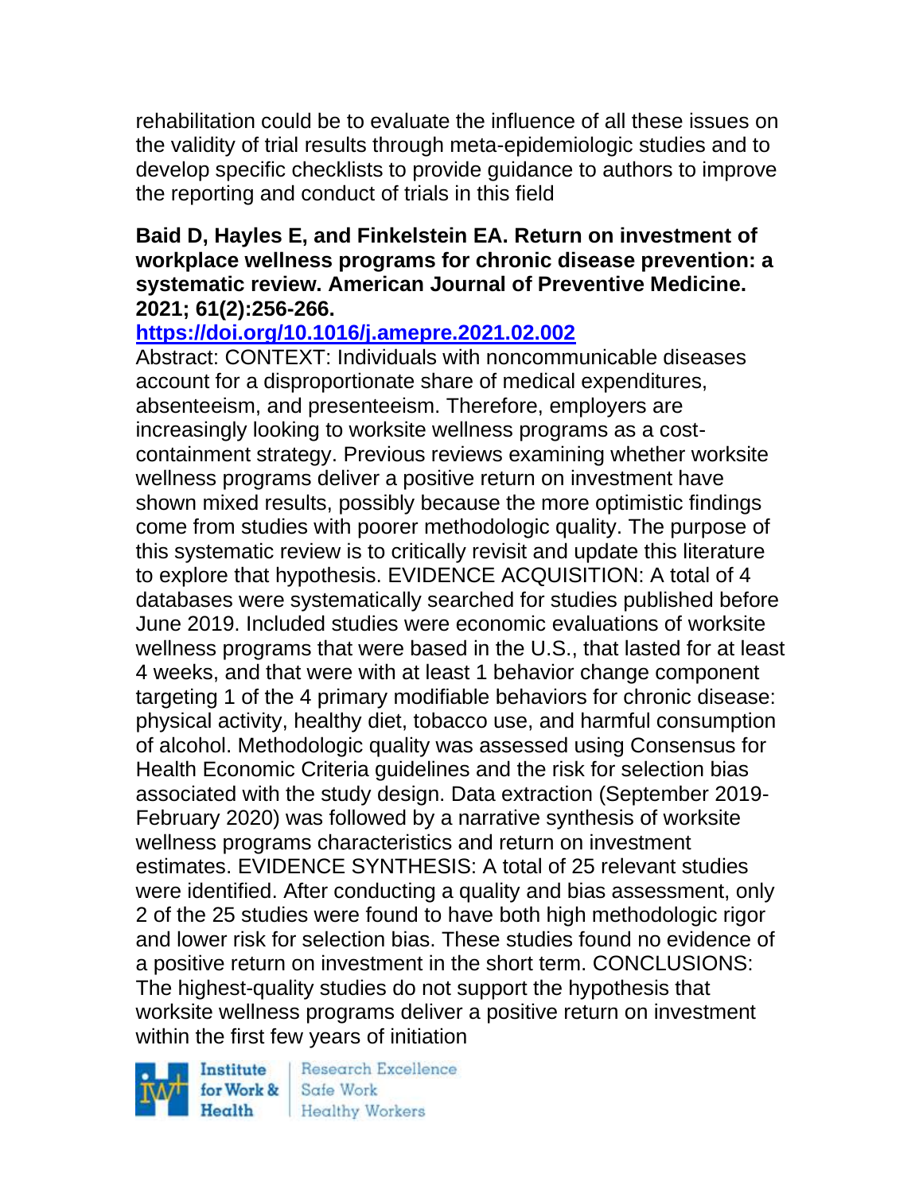rehabilitation could be to evaluate the influence of all these issues on the validity of trial results through meta-epidemiologic studies and to develop specific checklists to provide guidance to authors to improve the reporting and conduct of trials in this field

**Baid D, Hayles E, and Finkelstein EA. Return on investment of workplace wellness programs for chronic disease prevention: a systematic review. American Journal of Preventive Medicine. 2021; 61(2):256-266.**

**https://doi.org/10.1016/j.amepre.2021.02.002**

Abstract: CONTEXT: Individuals with noncommunicable diseases account for a disproportionate share of medical expenditures, absenteeism, and presenteeism. Therefore, employers are increasingly looking to worksite wellness programs as a cost-containment strategy. Previous reviews examining whether worksite wellness programs deliver a positive return on investment have shown mixed results, possibly because the more optimistic findings come from studies with poorer methodologic quality. The purpose of this systematic review is to critically revisit and update this literature to explore that hypothesis. EVIDENCE ACQUISITION: A total of 4 databases were systematically searched for studies published before June 2019. Included studies were economic evaluations of worksite wellness programs that were based in the U.S., that lasted for at least 4 weeks, and that were with at least 1 behavior change component targeting 1 of the 4 primary modifiable behaviors for chronic disease: physical activity, healthy diet, tobacco use, and harmful consumption of alcohol. Methodologic quality was assessed using Consensus for Health Economic Criteria guidelines and the risk for selection bias associated with the study design. Data extraction (September 2019-February 2020) was followed by a narrative synthesis of worksite wellness programs characteristics and return on investment estimates. EVIDENCE SYNTHESIS: A total of 25 relevant studies were identified. After conducting a quality and bias assessment, only 2 of the 25 studies were found to have both high methodologic rigor and lower risk for selection bias. These studies found no evidence of a positive return on investment in the short term. CONCLUSIONS: The highest-quality studies do not support the hypothesis that worksite wellness programs deliver a positive return on investment within the first few years of initiation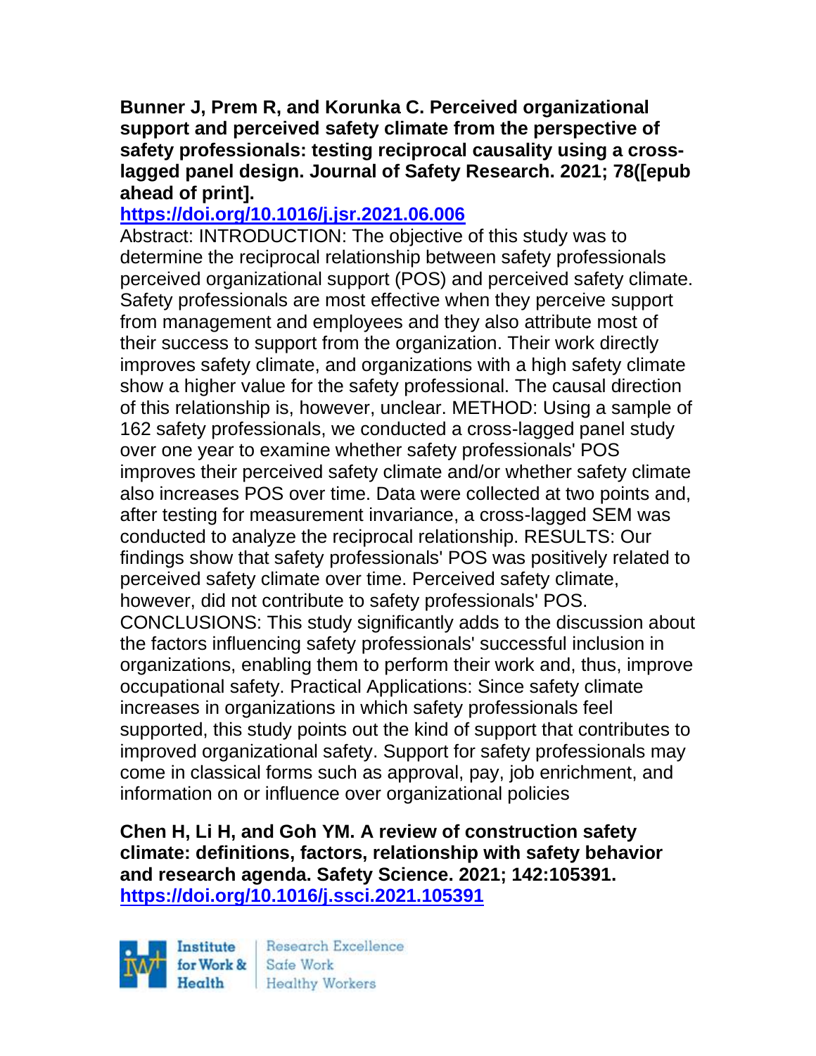**Bunner J, Prem R, and Korunka C. Perceived organizational support and perceived safety climate from the perspective of safety professionals: testing reciprocal causality using a cross-lagged panel design. Journal of Safety Research. 2021; 78([epub ahead of print].**
https://doi.org/10.1016/j.jsr.2021.06.006

Abstract: INTRODUCTION: The objective of this study was to determine the reciprocal relationship between safety professionals perceived organizational support (POS) and perceived safety climate. Safety professionals are most effective when they perceive support from management and employees and they also attribute most of their success to support from the organization. Their work directly improves safety climate, and organizations with a high safety climate show a higher value for the safety professional. The causal direction of this relationship is, however, unclear. METHOD: Using a sample of 162 safety professionals, we conducted a cross-lagged panel study over one year to examine whether safety professionals' POS improves their perceived safety climate and/or whether safety climate also increases POS over time. Data were collected at two points and, after testing for measurement invariance, a cross-lagged SEM was conducted to analyze the reciprocal relationship. RESULTS: Our findings show that safety professionals' POS was positively related to perceived safety climate over time. Perceived safety climate, however, did not contribute to safety professionals' POS. CONCLUSIONS: This study significantly adds to the discussion about the factors influencing safety professionals' successful inclusion in organizations, enabling them to perform their work and, thus, improve occupational safety. Practical Applications: Since safety climate increases in organizations in which safety professionals feel supported, this study points out the kind of support that contributes to improved organizational safety. Support for safety professionals may come in classical forms such as approval, pay, job enrichment, and information on or influence over organizational policies

**Chen H, Li H, and Goh YM. A review of construction safety climate: definitions, factors, relationship with safety behavior and research agenda. Safety Science. 2021; 142:105391.**
https://doi.org/10.1016/j.ssci.2021.105391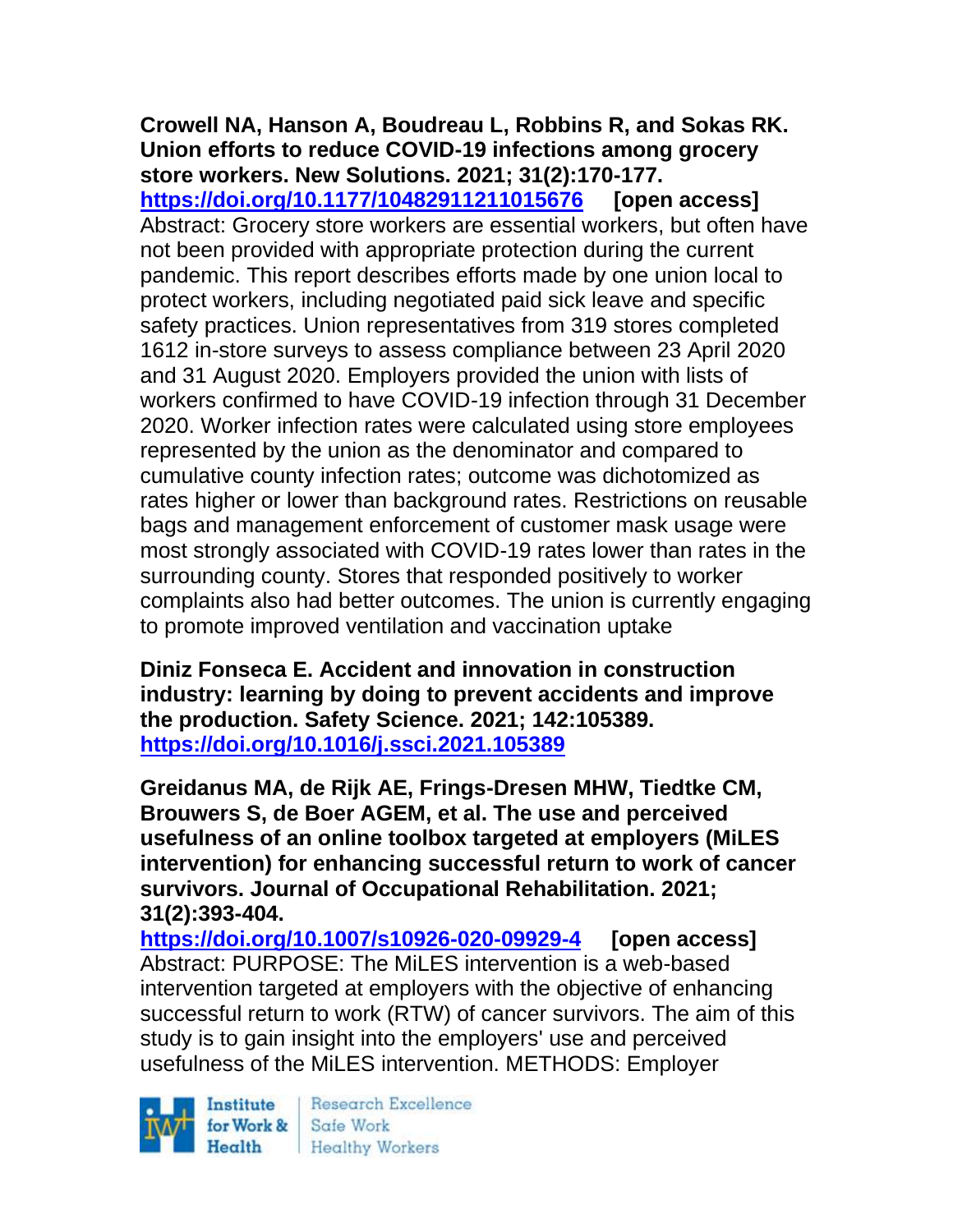**Crowell NA, Hanson A, Boudreau L, Robbins R, and Sokas RK. Union efforts to reduce COVID-19 infections among grocery store workers. New Solutions. 2021; 31(2):170-177.**
**https://doi.org/10.1177/10482911211015676 [open access]**
Abstract: Grocery store workers are essential workers, but often have not been provided with appropriate protection during the current pandemic. This report describes efforts made by one union local to protect workers, including negotiated paid sick leave and specific safety practices. Union representatives from 319 stores completed 1612 in-store surveys to assess compliance between 23 April 2020 and 31 August 2020. Employers provided the union with lists of workers confirmed to have COVID-19 infection through 31 December 2020. Worker infection rates were calculated using store employees represented by the union as the denominator and compared to cumulative county infection rates; outcome was dichotomized as rates higher or lower than background rates. Restrictions on reusable bags and management enforcement of customer mask usage were most strongly associated with COVID-19 rates lower than rates in the surrounding county. Stores that responded positively to worker complaints also had better outcomes. The union is currently engaging to promote improved ventilation and vaccination uptake

**Diniz Fonseca E. Accident and innovation in construction industry: learning by doing to prevent accidents and improve the production. Safety Science. 2021; 142:105389.**
**https://doi.org/10.1016/j.ssci.2021.105389**

**Greidanus MA, de Rijk AE, Frings-Dresen MHW, Tiedtke CM, Brouwers S, de Boer AGEM, et al. The use and perceived usefulness of an online toolbox targeted at employers (MiLES intervention) for enhancing successful return to work of cancer survivors. Journal of Occupational Rehabilitation. 2021; 31(2):393-404.**
**https://doi.org/10.1007/s10926-020-09929-4 [open access]**
Abstract: PURPOSE: The MiLES intervention is a web-based intervention targeted at employers with the objective of enhancing successful return to work (RTW) of cancer survivors. The aim of this study is to gain insight into the employers' use and perceived usefulness of the MiLES intervention. METHODS: Employer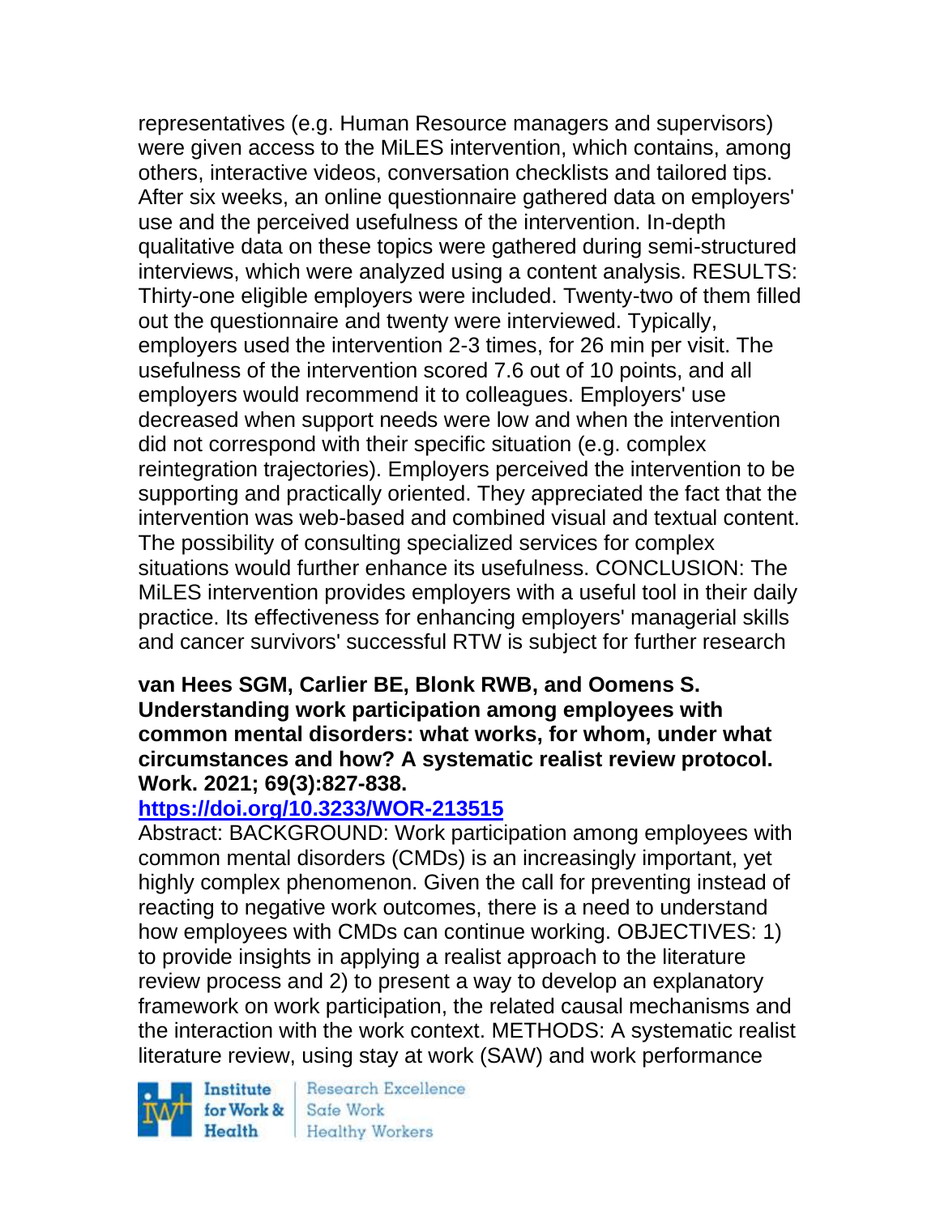representatives (e.g. Human Resource managers and supervisors) were given access to the MiLES intervention, which contains, among others, interactive videos, conversation checklists and tailored tips. After six weeks, an online questionnaire gathered data on employers' use and the perceived usefulness of the intervention. In-depth qualitative data on these topics were gathered during semi-structured interviews, which were analyzed using a content analysis. RESULTS: Thirty-one eligible employers were included. Twenty-two of them filled out the questionnaire and twenty were interviewed. Typically, employers used the intervention 2-3 times, for 26 min per visit. The usefulness of the intervention scored 7.6 out of 10 points, and all employers would recommend it to colleagues. Employers' use decreased when support needs were low and when the intervention did not correspond with their specific situation (e.g. complex reintegration trajectories). Employers perceived the intervention to be supporting and practically oriented. They appreciated the fact that the intervention was web-based and combined visual and textual content. The possibility of consulting specialized services for complex situations would further enhance its usefulness. CONCLUSION: The MiLES intervention provides employers with a useful tool in their daily practice. Its effectiveness for enhancing employers' managerial skills and cancer survivors' successful RTW is subject for further research

**van Hees SGM, Carlier BE, Blonk RWB, and Oomens S. Understanding work participation among employees with common mental disorders: what works, for whom, under what circumstances and how? A systematic realist review protocol. Work. 2021; 69(3):827-838.**

**https://doi.org/10.3233/WOR-213515**

Abstract: BACKGROUND: Work participation among employees with common mental disorders (CMDs) is an increasingly important, yet highly complex phenomenon. Given the call for preventing instead of reacting to negative work outcomes, there is a need to understand how employees with CMDs can continue working. OBJECTIVES: 1) to provide insights in applying a realist approach to the literature review process and 2) to present a way to develop an explanatory framework on work participation, the related causal mechanisms and the interaction with the work context. METHODS: A systematic realist literature review, using stay at work (SAW) and work performance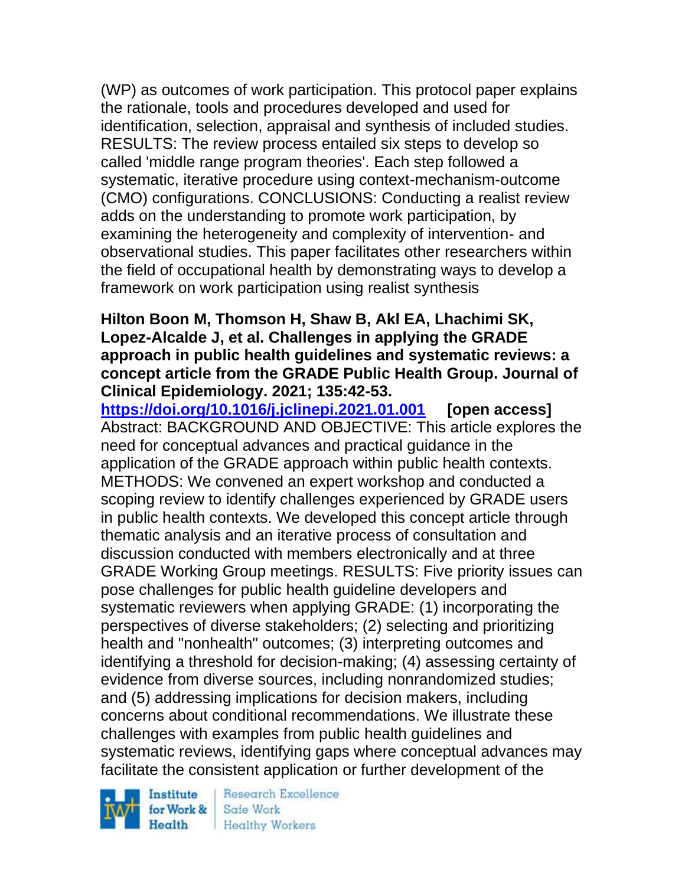(WP) as outcomes of work participation. This protocol paper explains the rationale, tools and procedures developed and used for identification, selection, appraisal and synthesis of included studies. RESULTS: The review process entailed six steps to develop so called 'middle range program theories'. Each step followed a systematic, iterative procedure using context-mechanism-outcome (CMO) configurations. CONCLUSIONS: Conducting a realist review adds on the understanding to promote work participation, by examining the heterogeneity and complexity of intervention- and observational studies. This paper facilitates other researchers within the field of occupational health by demonstrating ways to develop a framework on work participation using realist synthesis

**Hilton Boon M, Thomson H, Shaw B, Akl EA, Lhachimi SK, Lopez-Alcalde J, et al. Challenges in applying the GRADE approach in public health guidelines and systematic reviews: a concept article from the GRADE Public Health Group. Journal of Clinical Epidemiology. 2021; 135:42-53.**
**https://doi.org/10.1016/j.jclinepi.2021.01.001** **[open access]**
Abstract: BACKGROUND AND OBJECTIVE: This article explores the need for conceptual advances and practical guidance in the application of the GRADE approach within public health contexts. METHODS: We convened an expert workshop and conducted a scoping review to identify challenges experienced by GRADE users in public health contexts. We developed this concept article through thematic analysis and an iterative process of consultation and discussion conducted with members electronically and at three GRADE Working Group meetings. RESULTS: Five priority issues can pose challenges for public health guideline developers and systematic reviewers when applying GRADE: (1) incorporating the perspectives of diverse stakeholders; (2) selecting and prioritizing health and "nonhealth" outcomes; (3) interpreting outcomes and identifying a threshold for decision-making; (4) assessing certainty of evidence from diverse sources, including nonrandomized studies; and (5) addressing implications for decision makers, including concerns about conditional recommendations. We illustrate these challenges with examples from public health guidelines and systematic reviews, identifying gaps where conceptual advances may facilitate the consistent application or further development of the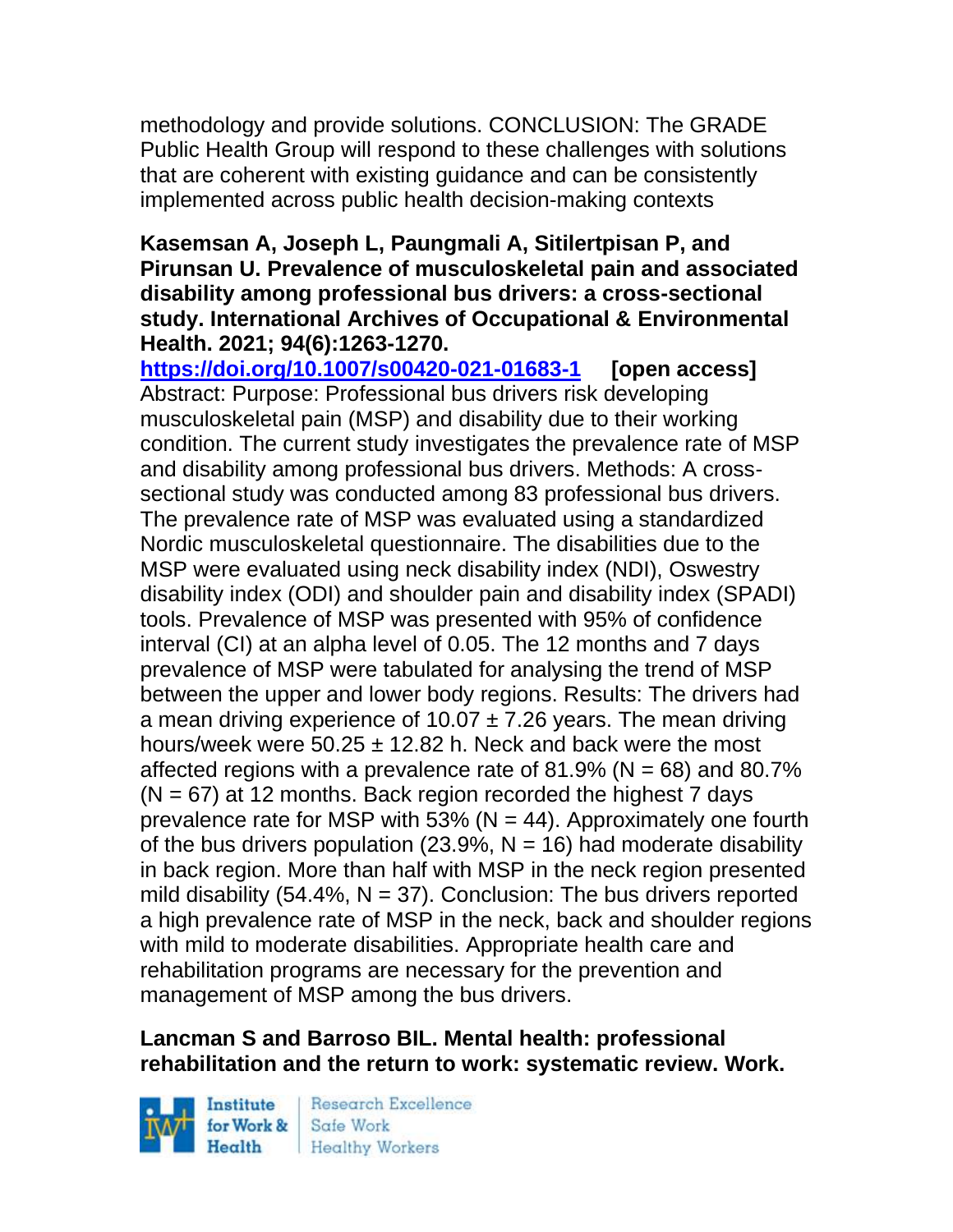methodology and provide solutions. CONCLUSION: The GRADE Public Health Group will respond to these challenges with solutions that are coherent with existing guidance and can be consistently implemented across public health decision-making contexts

**Kasemsan A, Joseph L, Paungmali A, Sitilertpisan P, and Pirunsan U. Prevalence of musculoskeletal pain and associated disability among professional bus drivers: a cross-sectional study. International Archives of Occupational & Environmental Health. 2021; 94(6):1263-1270.**
**https://doi.org/10.1007/s00420-021-01683-1** **[open access]**
Abstract: Purpose: Professional bus drivers risk developing musculoskeletal pain (MSP) and disability due to their working condition. The current study investigates the prevalence rate of MSP and disability among professional bus drivers. Methods: A cross-sectional study was conducted among 83 professional bus drivers. The prevalence rate of MSP was evaluated using a standardized Nordic musculoskeletal questionnaire. The disabilities due to the MSP were evaluated using neck disability index (NDI), Oswestry disability index (ODI) and shoulder pain and disability index (SPADI) tools. Prevalence of MSP was presented with 95% of confidence interval (CI) at an alpha level of 0.05. The 12 months and 7 days prevalence of MSP were tabulated for analysing the trend of MSP between the upper and lower body regions. Results: The drivers had a mean driving experience of 10.07 ± 7.26 years. The mean driving hours/week were 50.25 ± 12.82 h. Neck and back were the most affected regions with a prevalence rate of 81.9% (N = 68) and 80.7% (N = 67) at 12 months. Back region recorded the highest 7 days prevalence rate for MSP with 53% (N = 44). Approximately one fourth of the bus drivers population (23.9%, N = 16) had moderate disability in back region. More than half with MSP in the neck region presented mild disability (54.4%, N = 37). Conclusion: The bus drivers reported a high prevalence rate of MSP in the neck, back and shoulder regions with mild to moderate disabilities. Appropriate health care and rehabilitation programs are necessary for the prevention and management of MSP among the bus drivers.

**Lancman S and Barroso BIL. Mental health: professional rehabilitation and the return to work: systematic review. Work.**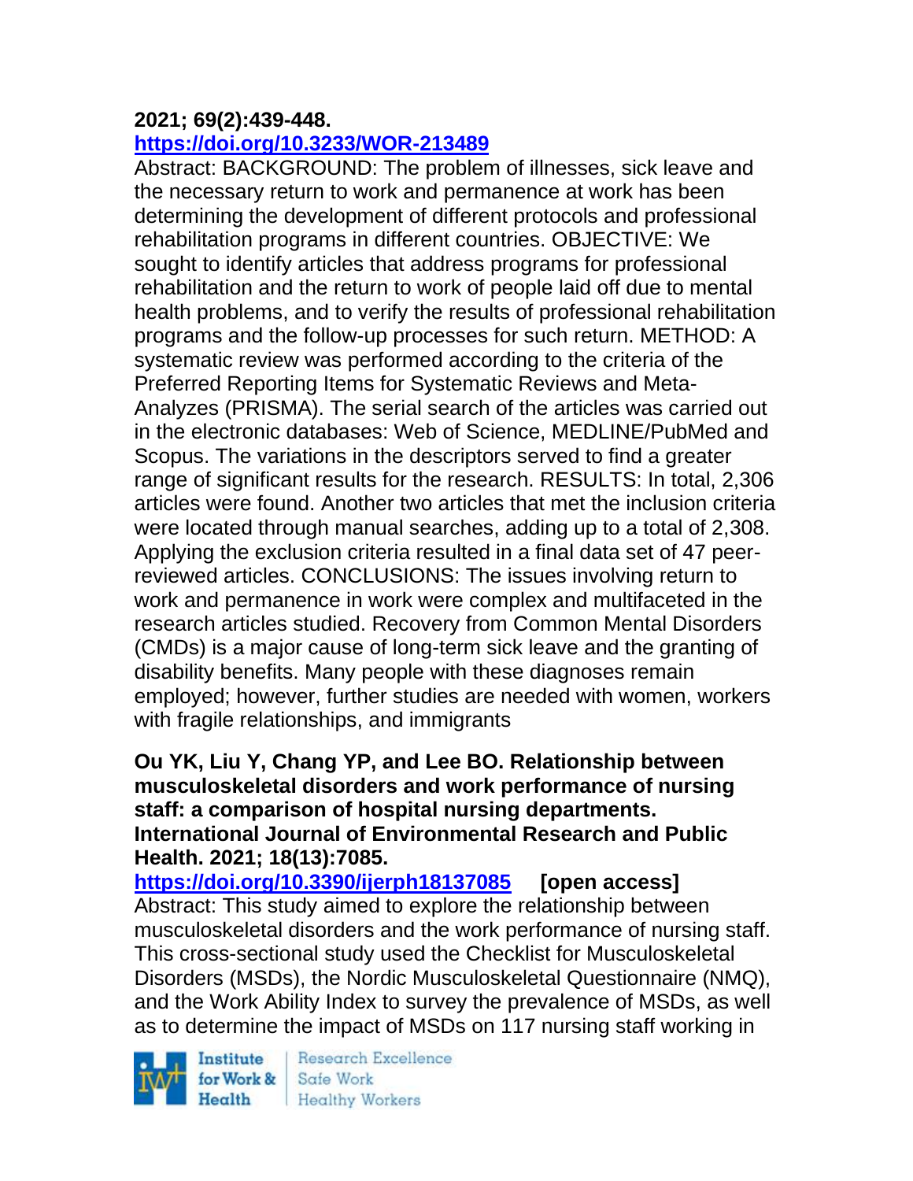**2021; 69(2):439-448.**
**https://doi.org/10.3233/WOR-213489**
Abstract: BACKGROUND: The problem of illnesses, sick leave and the necessary return to work and permanence at work has been determining the development of different protocols and professional rehabilitation programs in different countries. OBJECTIVE: We sought to identify articles that address programs for professional rehabilitation and the return to work of people laid off due to mental health problems, and to verify the results of professional rehabilitation programs and the follow-up processes for such return. METHOD: A systematic review was performed according to the criteria of the Preferred Reporting Items for Systematic Reviews and Meta-Analyzes (PRISMA). The serial search of the articles was carried out in the electronic databases: Web of Science, MEDLINE/PubMed and Scopus. The variations in the descriptors served to find a greater range of significant results for the research. RESULTS: In total, 2,306 articles were found. Another two articles that met the inclusion criteria were located through manual searches, adding up to a total of 2,308. Applying the exclusion criteria resulted in a final data set of 47 peer-reviewed articles. CONCLUSIONS: The issues involving return to work and permanence in work were complex and multifaceted in the research articles studied. Recovery from Common Mental Disorders (CMDs) is a major cause of long-term sick leave and the granting of disability benefits. Many people with these diagnoses remain employed; however, further studies are needed with women, workers with fragile relationships, and immigrants

**Ou YK, Liu Y, Chang YP, and Lee BO. Relationship between musculoskeletal disorders and work performance of nursing staff: a comparison of hospital nursing departments. International Journal of Environmental Research and Public Health. 2021; 18(13):7085.**
**https://doi.org/10.3390/ijerph18137085 [open access]**
Abstract: This study aimed to explore the relationship between musculoskeletal disorders and the work performance of nursing staff. This cross-sectional study used the Checklist for Musculoskeletal Disorders (MSDs), the Nordic Musculoskeletal Questionnaire (NMQ), and the Work Ability Index to survey the prevalence of MSDs, as well as to determine the impact of MSDs on 117 nursing staff working in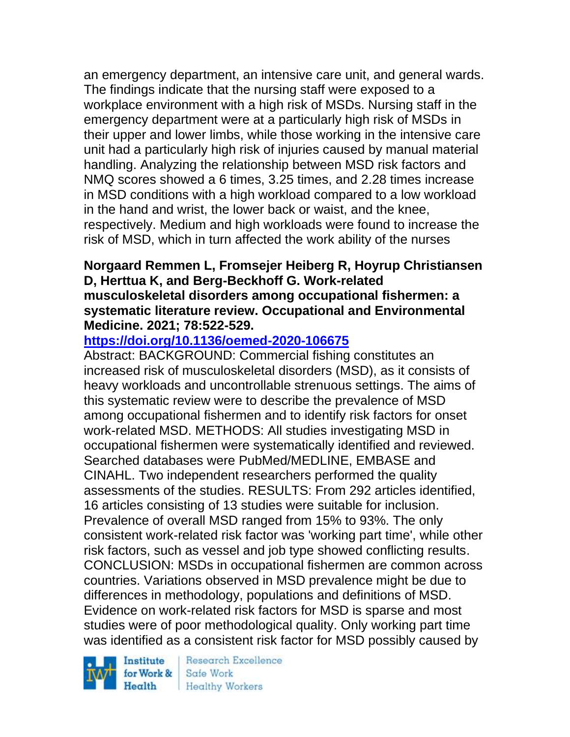an emergency department, an intensive care unit, and general wards. The findings indicate that the nursing staff were exposed to a workplace environment with a high risk of MSDs. Nursing staff in the emergency department were at a particularly high risk of MSDs in their upper and lower limbs, while those working in the intensive care unit had a particularly high risk of injuries caused by manual material handling. Analyzing the relationship between MSD risk factors and NMQ scores showed a 6 times, 3.25 times, and 2.28 times increase in MSD conditions with a high workload compared to a low workload in the hand and wrist, the lower back or waist, and the knee, respectively. Medium and high workloads were found to increase the risk of MSD, which in turn affected the work ability of the nurses

**Norgaard Remmen L, Fromsejer Heiberg R, Hoyrup Christiansen D, Herttua K, and Berg-Beckhoff G. Work-related musculoskeletal disorders among occupational fishermen: a systematic literature review. Occupational and Environmental Medicine. 2021; 78:522-529.**

**https://doi.org/10.1136/oemed-2020-106675**

Abstract: BACKGROUND: Commercial fishing constitutes an increased risk of musculoskeletal disorders (MSD), as it consists of heavy workloads and uncontrollable strenuous settings. The aims of this systematic review were to describe the prevalence of MSD among occupational fishermen and to identify risk factors for onset work-related MSD. METHODS: All studies investigating MSD in occupational fishermen were systematically identified and reviewed. Searched databases were PubMed/MEDLINE, EMBASE and CINAHL. Two independent researchers performed the quality assessments of the studies. RESULTS: From 292 articles identified, 16 articles consisting of 13 studies were suitable for inclusion. Prevalence of overall MSD ranged from 15% to 93%. The only consistent work-related risk factor was 'working part time', while other risk factors, such as vessel and job type showed conflicting results. CONCLUSION: MSDs in occupational fishermen are common across countries. Variations observed in MSD prevalence might be due to differences in methodology, populations and definitions of MSD. Evidence on work-related risk factors for MSD is sparse and most studies were of poor methodological quality. Only working part time was identified as a consistent risk factor for MSD possibly caused by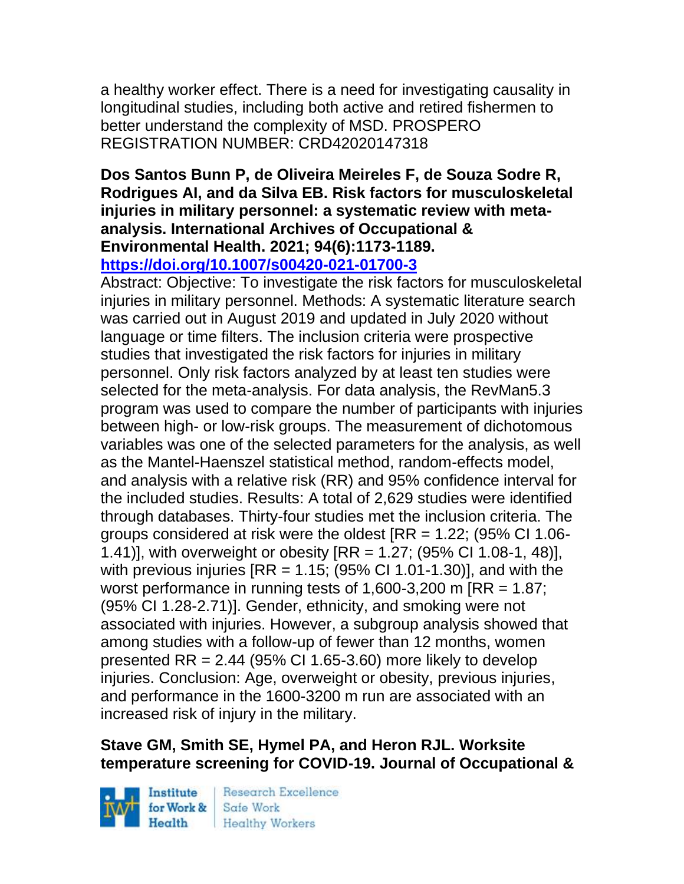a healthy worker effect. There is a need for investigating causality in longitudinal studies, including both active and retired fishermen to better understand the complexity of MSD. PROSPERO REGISTRATION NUMBER: CRD42020147318

**Dos Santos Bunn P, de Oliveira Meireles F, de Souza Sodre R, Rodrigues AI, and da Silva EB. Risk factors for musculoskeletal injuries in military personnel: a systematic review with meta-analysis. International Archives of Occupational & Environmental Health. 2021; 94(6):1173-1189. https://doi.org/10.1007/s00420-021-01700-3**

Abstract: Objective: To investigate the risk factors for musculoskeletal injuries in military personnel. Methods: A systematic literature search was carried out in August 2019 and updated in July 2020 without language or time filters. The inclusion criteria were prospective studies that investigated the risk factors for injuries in military personnel. Only risk factors analyzed by at least ten studies were selected for the meta-analysis. For data analysis, the RevMan5.3 program was used to compare the number of participants with injuries between high- or low-risk groups. The measurement of dichotomous variables was one of the selected parameters for the analysis, as well as the Mantel-Haenszel statistical method, random-effects model, and analysis with a relative risk (RR) and 95% confidence interval for the included studies. Results: A total of 2,629 studies were identified through databases. Thirty-four studies met the inclusion criteria. The groups considered at risk were the oldest [RR = 1.22; (95% CI 1.06-1.41)], with overweight or obesity [RR = 1.27; (95% CI 1.08-1, 48)], with previous injuries [RR = 1.15; (95% CI 1.01-1.30)], and with the worst performance in running tests of 1,600-3,200 m [RR = 1.87; (95% CI 1.28-2.71)]. Gender, ethnicity, and smoking were not associated with injuries. However, a subgroup analysis showed that among studies with a follow-up of fewer than 12 months, women presented RR = 2.44 (95% CI 1.65-3.60) more likely to develop injuries. Conclusion: Age, overweight or obesity, previous injuries, and performance in the 1600-3200 m run are associated with an increased risk of injury in the military.

**Stave GM, Smith SE, Hymel PA, and Heron RJL. Worksite temperature screening for COVID-19. Journal of Occupational &**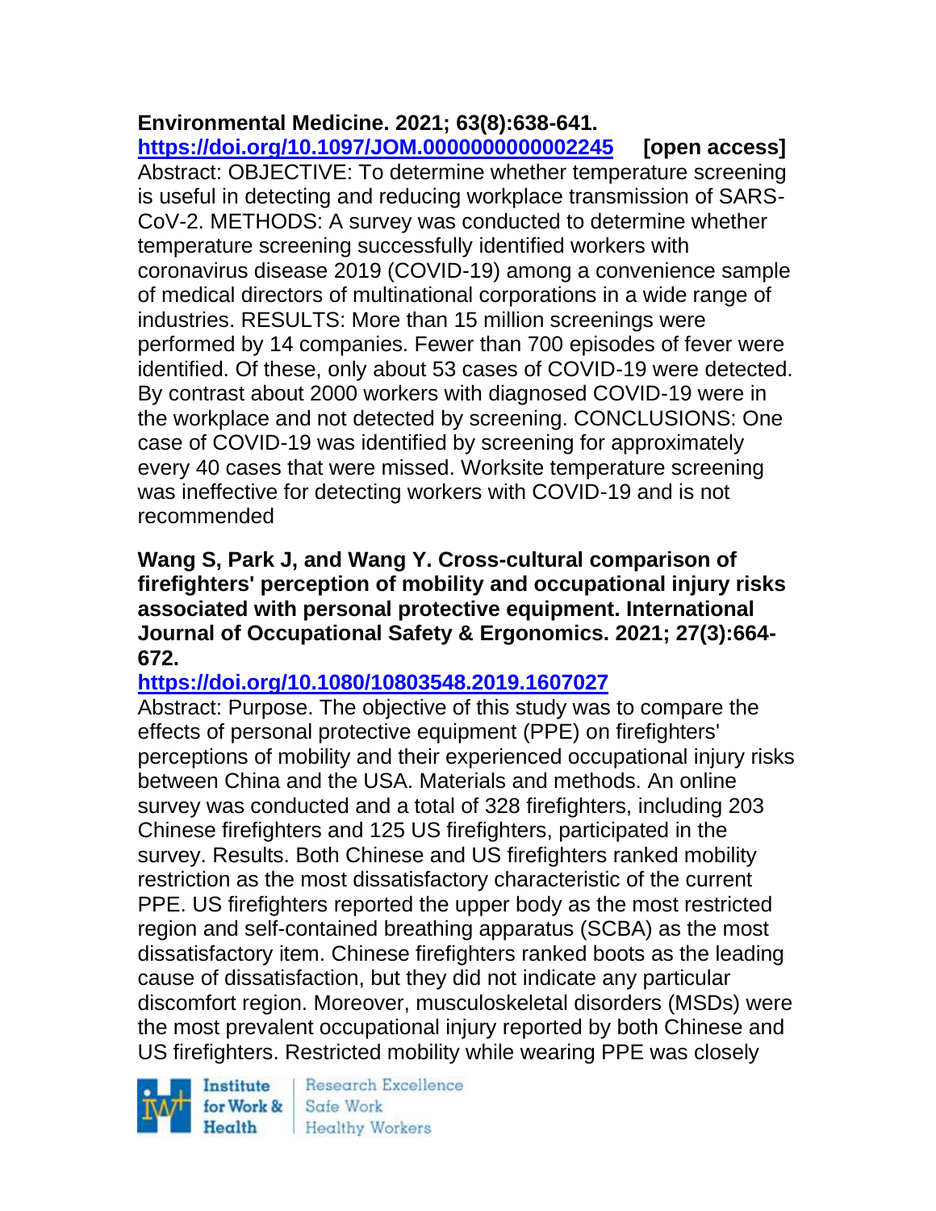**Environmental Medicine. 2021; 63(8):638-641.**
**https://doi.org/10.1097/JOM.0000000000002245 [open access]**
Abstract: OBJECTIVE: To determine whether temperature screening is useful in detecting and reducing workplace transmission of SARS-CoV-2. METHODS: A survey was conducted to determine whether temperature screening successfully identified workers with coronavirus disease 2019 (COVID-19) among a convenience sample of medical directors of multinational corporations in a wide range of industries. RESULTS: More than 15 million screenings were performed by 14 companies. Fewer than 700 episodes of fever were identified. Of these, only about 53 cases of COVID-19 were detected. By contrast about 2000 workers with diagnosed COVID-19 were in the workplace and not detected by screening. CONCLUSIONS: One case of COVID-19 was identified by screening for approximately every 40 cases that were missed. Worksite temperature screening was ineffective for detecting workers with COVID-19 and is not recommended

**Wang S, Park J, and Wang Y. Cross-cultural comparison of firefighters' perception of mobility and occupational injury risks associated with personal protective equipment. International Journal of Occupational Safety & Ergonomics. 2021; 27(3):664-672.**
**https://doi.org/10.1080/10803548.2019.1607027**
Abstract: Purpose. The objective of this study was to compare the effects of personal protective equipment (PPE) on firefighters' perceptions of mobility and their experienced occupational injury risks between China and the USA. Materials and methods. An online survey was conducted and a total of 328 firefighters, including 203 Chinese firefighters and 125 US firefighters, participated in the survey. Results. Both Chinese and US firefighters ranked mobility restriction as the most dissatisfactory characteristic of the current PPE. US firefighters reported the upper body as the most restricted region and self-contained breathing apparatus (SCBA) as the most dissatisfactory item. Chinese firefighters ranked boots as the leading cause of dissatisfaction, but they did not indicate any particular discomfort region. Moreover, musculoskeletal disorders (MSDs) were the most prevalent occupational injury reported by both Chinese and US firefighters. Restricted mobility while wearing PPE was closely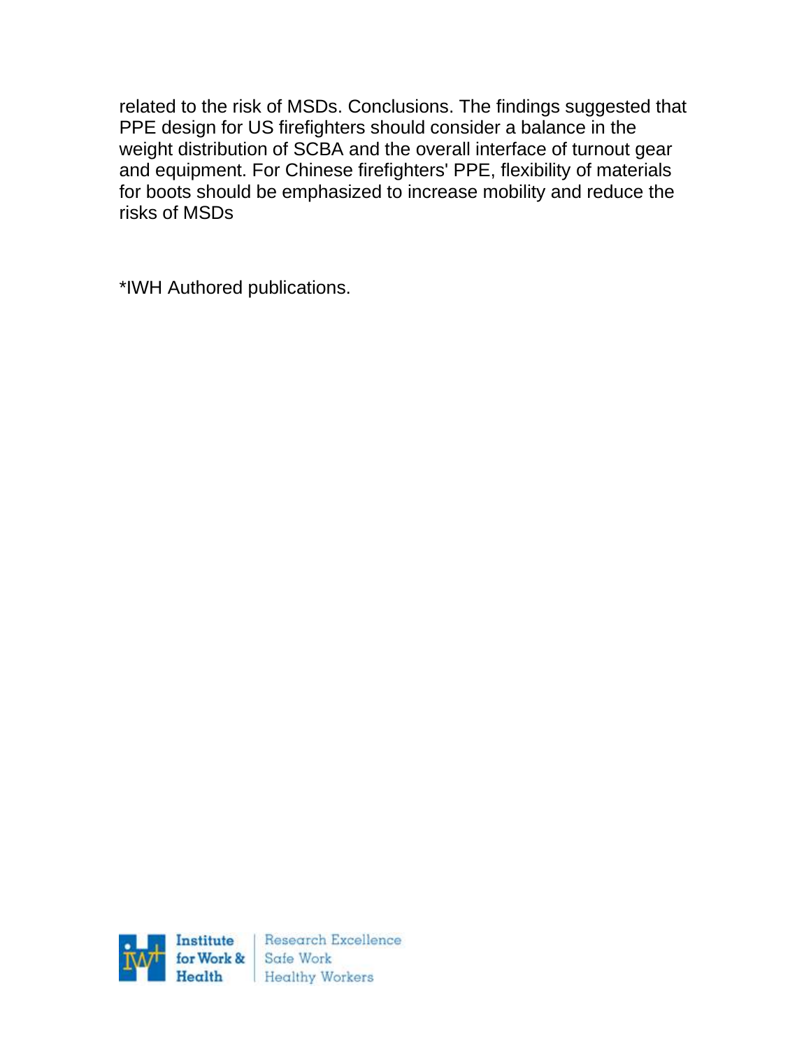related to the risk of MSDs. Conclusions. The findings suggested that PPE design for US firefighters should consider a balance in the weight distribution of SCBA and the overall interface of turnout gear and equipment. For Chinese firefighters' PPE, flexibility of materials for boots should be emphasized to increase mobility and reduce the risks of MSDs

*IWH Authored publications.